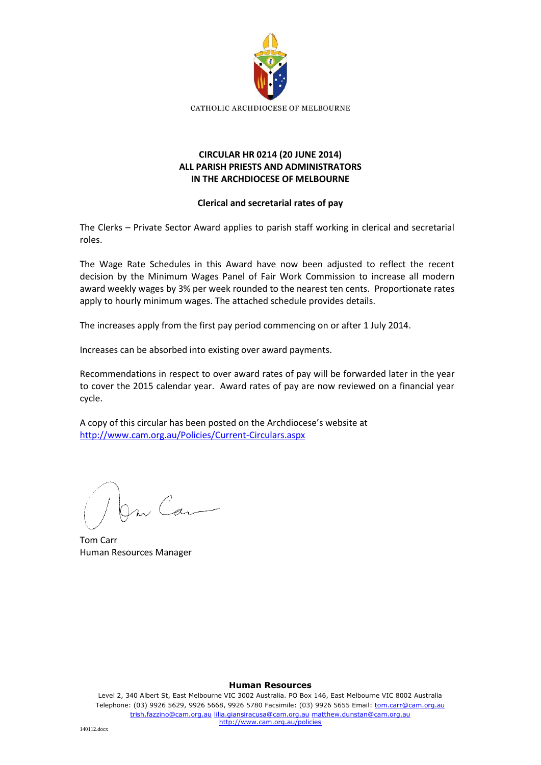CATHOLIC ARCHDIOCESE OF MELBOURNE

**CIRCULAR HR 0214 (20 JUNE 2014)**
**ALL PARISH PRIESTS AND ADMINISTRATORS**
**IN THE ARCHDIOCESE OF MELBOURNE**

**Clerical and secretarial rates of pay**

The Clerks – Private Sector Award applies to parish staff working in clerical and secretarial roles.

The Wage Rate Schedules in this Award have now been adjusted to reflect the recent decision by the Minimum Wages Panel of Fair Work Commission to increase all modern award weekly wages by 3% per week rounded to the nearest ten cents. Proportionate rates apply to hourly minimum wages. The attached schedule provides details.

The increases apply from the first pay period commencing on or after 1 July 2014.

Increases can be absorbed into existing over award payments.

Recommendations in respect to over award rates of pay will be forwarded later in the year to cover the 2015 calendar year. Award rates of pay are now reviewed on a financial year cycle.

A copy of this circular has been posted on the Archdiocese's website at
http://www.cam.org.au/Policies/Current-Circulars.aspx

Tom Carr
Human Resources Manager

**Human Resources**

Level 2, 340 Albert St, East Melbourne VIC 3002 Australia. PO Box 146, East Melbourne VIC 8002 Australia
Telephone: (03) 9926 5629, 9926 5668, 9926 5780 Facsimile: (03) 9926 5655 Email: tom.carr@cam.org.au
trish.fazzino@cam.org.au lilia.giansiracusa@cam.org.au matthew.dunstan@cam.org.au
http://www.cam.org.au/policies

140112.docx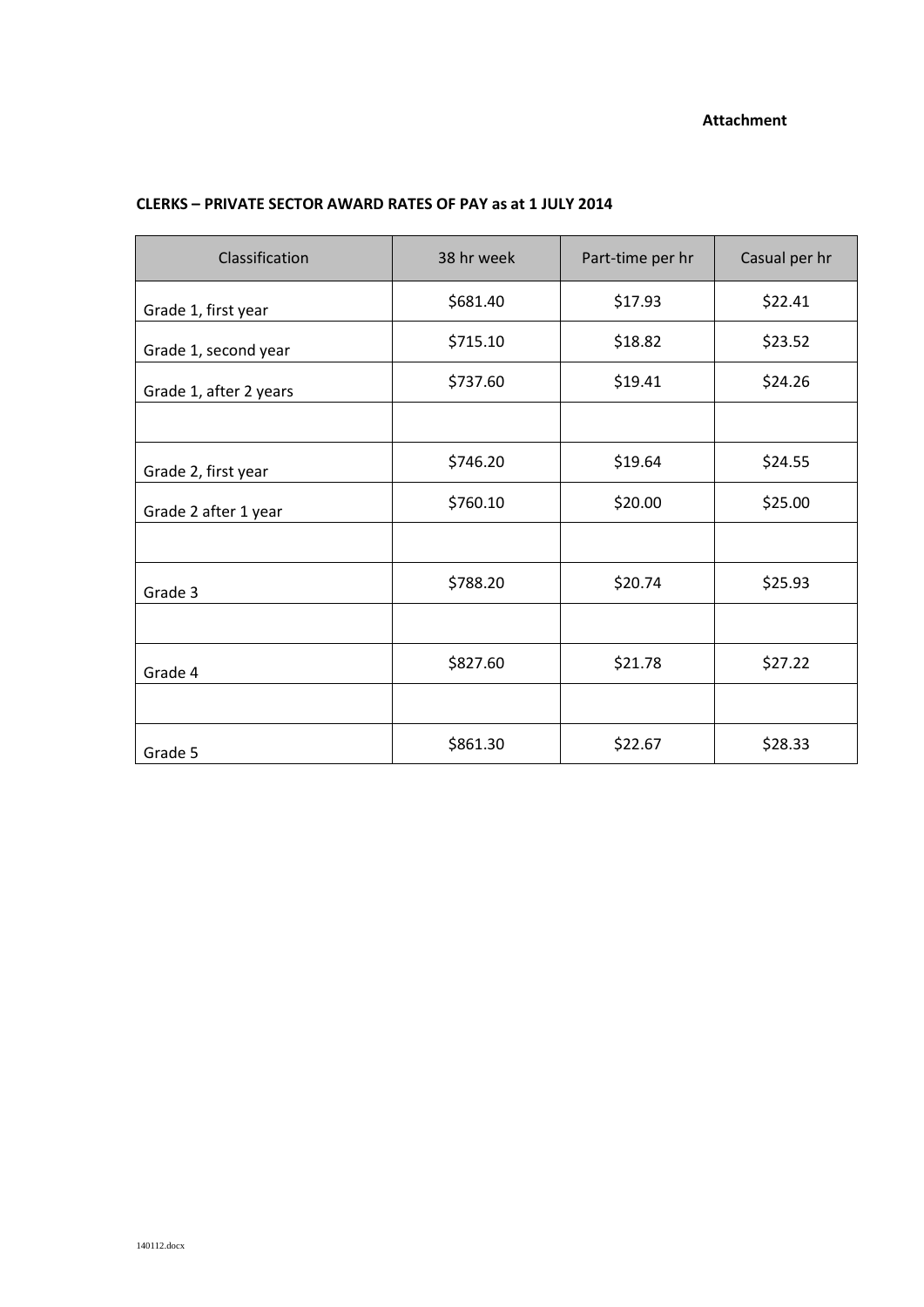**Attachment**

**CLERKS – PRIVATE SECTOR AWARD RATES OF PAY as at 1 JULY 2014**

| Classification | 38 hr week | Part-time per hr | Casual per hr |
|---|---|---|---|
| Grade 1, first year | $681.40 | $17.93 | $22.41 |
| Grade 1, second year | $715.10 | $18.82 | $23.52 |
| Grade 1, after 2 years | $737.60 | $19.41 | $24.26 |
| | | | |
| Grade 2, first year | $746.20 | $19.64 | $24.55 |
| Grade 2 after 1 year | $760.10 | $20.00 | $25.00 |
| | | | |
| Grade 3 | $788.20 | $20.74 | $25.93 |
| | | | |
| Grade 4 | $827.60 | $21.78 | $27.22 |
| | | | |
| Grade 5 | $861.30 | $22.67 | $28.33 |

140112.docx